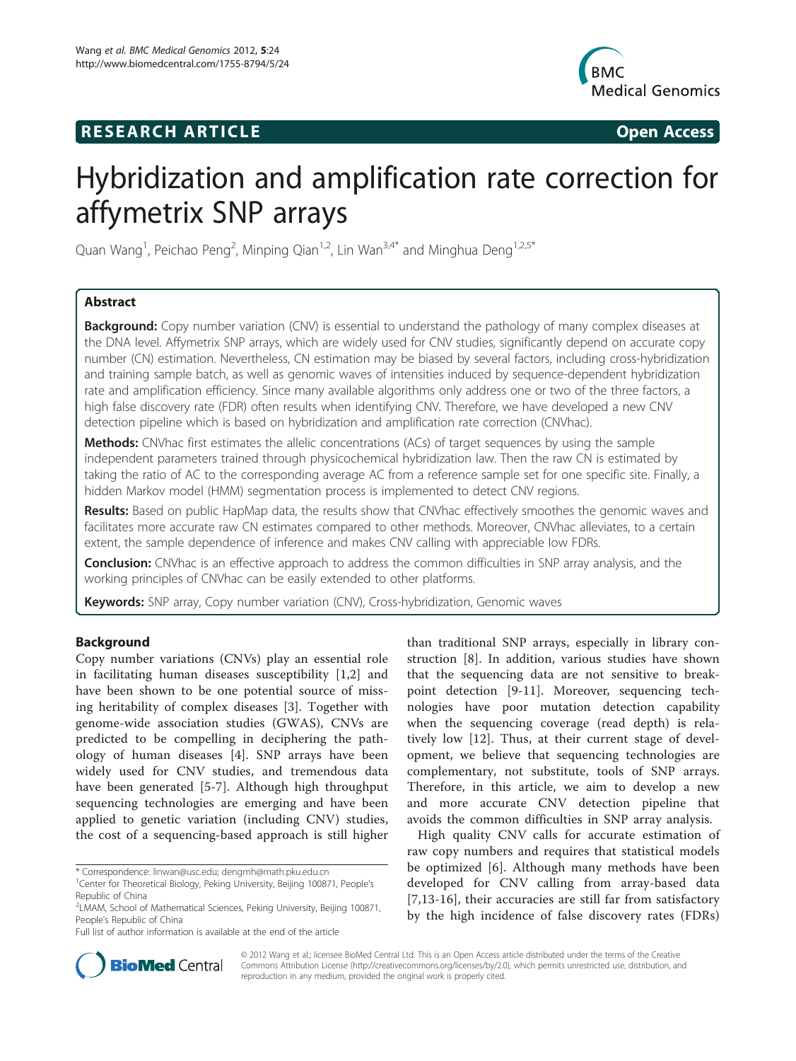**RESEARCH ARTICLE** **Open Access**

# Hybridization and amplification rate correction for affymetrix SNP arrays

Quan Wang[1], Peichao Peng[2], Minping Qian[1,2], Lin Wan[3,4*] and Minghua Deng[1,2,5*]

## Abstract

**Background:** Copy number variation (CNV) is essential to understand the pathology of many complex diseases at the DNA level. Affymetrix SNP arrays, which are widely used for CNV studies, significantly depend on accurate copy number (CN) estimation. Nevertheless, CN estimation may be biased by several factors, including cross-hybridization and training sample batch, as well as genomic waves of intensities induced by sequence-dependent hybridization rate and amplification efficiency. Since many available algorithms only address one or two of the three factors, a high false discovery rate (FDR) often results when identifying CNV. Therefore, we have developed a new CNV detection pipeline which is based on hybridization and amplification rate correction (CNVhac).

**Methods:** CNVhac first estimates the allelic concentrations (ACs) of target sequences by using the sample independent parameters trained through physicochemical hybridization law. Then the raw CN is estimated by taking the ratio of AC to the corresponding average AC from a reference sample set for one specific site. Finally, a hidden Markov model (HMM) segmentation process is implemented to detect CNV regions.

**Results:** Based on public HapMap data, the results show that CNVhac effectively smoothes the genomic waves and facilitates more accurate raw CN estimates compared to other methods. Moreover, CNVhac alleviates, to a certain extent, the sample dependence of inference and makes CNV calling with appreciable low FDRs.

**Conclusion:** CNVhac is an effective approach to address the common difficulties in SNP array analysis, and the working principles of CNVhac can be easily extended to other platforms.

**Keywords:** SNP array, Copy number variation (CNV), Cross-hybridization, Genomic waves

## Background

Copy number variations (CNVs) play an essential role in facilitating human diseases susceptibility [1,2] and have been shown to be one potential source of missing heritability of complex diseases [3]. Together with genome-wide association studies (GWAS), CNVs are predicted to be compelling in deciphering the pathology of human diseases [4]. SNP arrays have been widely used for CNV studies, and tremendous data have been generated [5-7]. Although high throughput sequencing technologies are emerging and have been applied to genetic variation (including CNV) studies, the cost of a sequencing-based approach is still higher than traditional SNP arrays, especially in library construction [8]. In addition, various studies have shown that the sequencing data are not sensitive to breakpoint detection [9-11]. Moreover, sequencing technologies have poor mutation detection capability when the sequencing coverage (read depth) is relatively low [12]. Thus, at their current stage of development, we believe that sequencing technologies are complementary, not substitute, tools of SNP arrays. Therefore, in this article, we aim to develop a new and more accurate CNV detection pipeline that avoids the common difficulties in SNP array analysis.

High quality CNV calls for accurate estimation of raw copy numbers and requires that statistical models be optimized [6]. Although many methods have been developed for CNV calling from array-based data [7,13-16], their accuracies are still far from satisfactory by the high incidence of false discovery rates (FDRs)

\* Correspondence: linwan@usc.edu; dengmh@math.pku.edu.cn
[1]Center for Theoretical Biology, Peking University, Beijing 100871, People's Republic of China
[2]LMAM, School of Mathematical Sciences, Peking University, Beijing 100871, People's Republic of China
Full list of author information is available at the end of the article

© 2012 Wang et al.; licensee BioMed Central Ltd. This is an Open Access article distributed under the terms of the Creative Commons Attribution License (http://creativecommons.org/licenses/by/2.0), which permits unrestricted use, distribution, and reproduction in any medium, provided the original work is properly cited.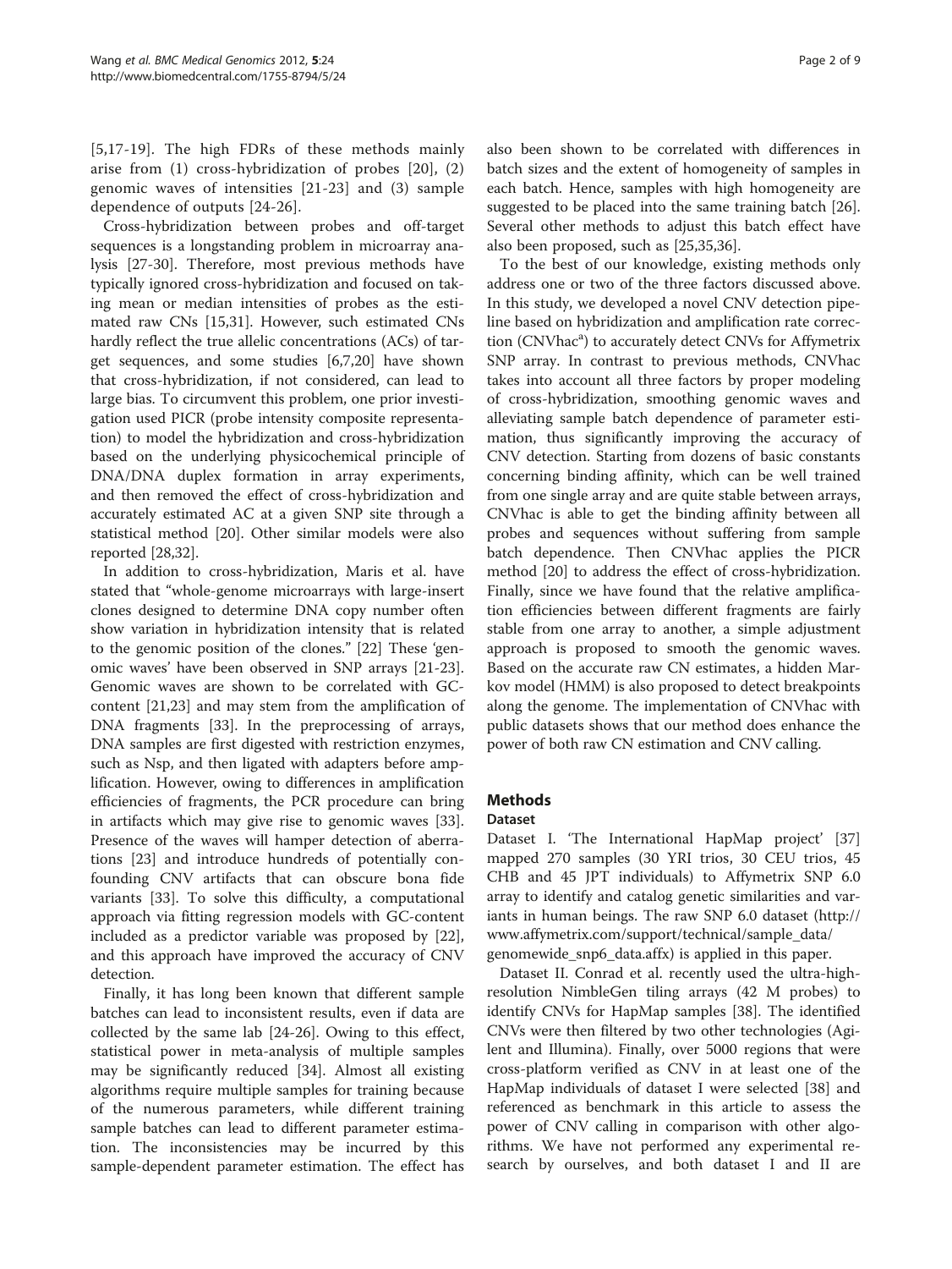[5,17-19]. The high FDRs of these methods mainly arise from (1) cross-hybridization of probes [20], (2) genomic waves of intensities [21-23] and (3) sample dependence of outputs [24-26].

Cross-hybridization between probes and off-target sequences is a longstanding problem in microarray analysis [27-30]. Therefore, most previous methods have typically ignored cross-hybridization and focused on taking mean or median intensities of probes as the estimated raw CNs [15,31]. However, such estimated CNs hardly reflect the true allelic concentrations (ACs) of target sequences, and some studies [6,7,20] have shown that cross-hybridization, if not considered, can lead to large bias. To circumvent this problem, one prior investigation used PICR (probe intensity composite representation) to model the hybridization and cross-hybridization based on the underlying physicochemical principle of DNA/DNA duplex formation in array experiments, and then removed the effect of cross-hybridization and accurately estimated AC at a given SNP site through a statistical method [20]. Other similar models were also reported [28,32].

In addition to cross-hybridization, Maris et al. have stated that "whole-genome microarrays with large-insert clones designed to determine DNA copy number often show variation in hybridization intensity that is related to the genomic position of the clones." [22] These 'genomic waves' have been observed in SNP arrays [21-23]. Genomic waves are shown to be correlated with GC-content [21,23] and may stem from the amplification of DNA fragments [33]. In the preprocessing of arrays, DNA samples are first digested with restriction enzymes, such as Nsp, and then ligated with adapters before amplification. However, owing to differences in amplification efficiencies of fragments, the PCR procedure can bring in artifacts which may give rise to genomic waves [33]. Presence of the waves will hamper detection of aberrations [23] and introduce hundreds of potentially confounding CNV artifacts that can obscure bona fide variants [33]. To solve this difficulty, a computational approach via fitting regression models with GC-content included as a predictor variable was proposed by [22], and this approach have improved the accuracy of CNV detection.

Finally, it has long been known that different sample batches can lead to inconsistent results, even if data are collected by the same lab [24-26]. Owing to this effect, statistical power in meta-analysis of multiple samples may be significantly reduced [34]. Almost all existing algorithms require multiple samples for training because of the numerous parameters, while different training sample batches can lead to different parameter estimation. The inconsistencies may be incurred by this sample-dependent parameter estimation. The effect has also been shown to be correlated with differences in batch sizes and the extent of homogeneity of samples in each batch. Hence, samples with high homogeneity are suggested to be placed into the same training batch [26]. Several other methods to adjust this batch effect have also been proposed, such as [25,35,36].

To the best of our knowledge, existing methods only address one or two of the three factors discussed above. In this study, we developed a novel CNV detection pipeline based on hybridization and amplification rate correction (CNVhac[a]) to accurately detect CNVs for Affymetrix SNP array. In contrast to previous methods, CNVhac takes into account all three factors by proper modeling of cross-hybridization, smoothing genomic waves and alleviating sample batch dependence of parameter estimation, thus significantly improving the accuracy of CNV detection. Starting from dozens of basic constants concerning binding affinity, which can be well trained from one single array and are quite stable between arrays, CNVhac is able to get the binding affinity between all probes and sequences without suffering from sample batch dependence. Then CNVhac applies the PICR method [20] to address the effect of cross-hybridization. Finally, since we have found that the relative amplification efficiencies between different fragments are fairly stable from one array to another, a simple adjustment approach is proposed to smooth the genomic waves. Based on the accurate raw CN estimates, a hidden Markov model (HMM) is also proposed to detect breakpoints along the genome. The implementation of CNVhac with public datasets shows that our method does enhance the power of both raw CN estimation and CNV calling.

## Methods

### Dataset

Dataset I. 'The International HapMap project' [37] mapped 270 samples (30 YRI trios, 30 CEU trios, 45 CHB and 45 JPT individuals) to Affymetrix SNP 6.0 array to identify and catalog genetic similarities and variants in human beings. The raw SNP 6.0 dataset (http://www.affymetrix.com/support/technical/sample_data/genomewide_snp6_data.affx) is applied in this paper.

Dataset II. Conrad et al. recently used the ultra-high-resolution NimbleGen tiling arrays (42 M probes) to identify CNVs for HapMap samples [38]. The identified CNVs were then filtered by two other technologies (Agilent and Illumina). Finally, over 5000 regions that were cross-platform verified as CNV in at least one of the HapMap individuals of dataset I were selected [38] and referenced as benchmark in this article to assess the power of CNV calling in comparison with other algorithms. We have not performed any experimental research by ourselves, and both dataset I and II are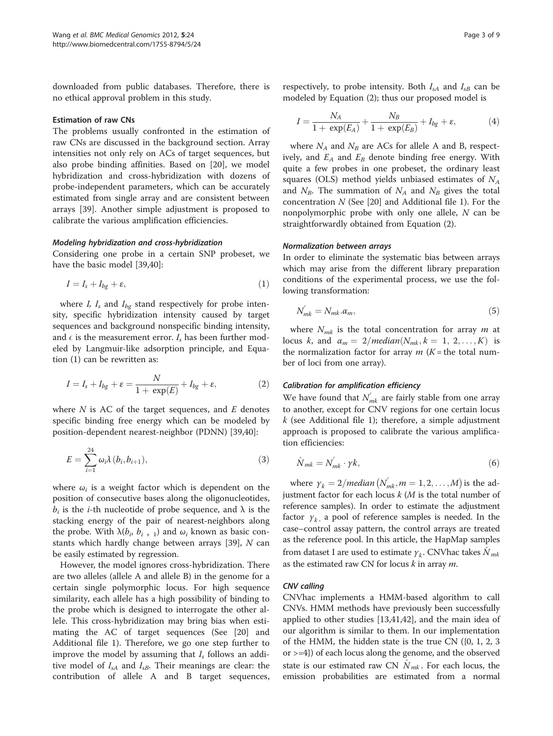downloaded from public databases. Therefore, there is no ethical approval problem in this study.

### Estimation of raw CNs

The problems usually confronted in the estimation of raw CNs are discussed in the background section. Array intensities not only rely on ACs of target sequences, but also probe binding affinities. Based on [20], we model hybridization and cross-hybridization with dozens of probe-independent parameters, which can be accurately estimated from single array and are consistent between arrays [39]. Another simple adjustment is proposed to calibrate the various amplification efficiencies.

#### *Modeling hybridization and cross-hybridization*

Considering one probe in a certain SNP probeset, we have the basic model [39,40]:

$$I = I_s + I_{bg} + \varepsilon, \tag{1}$$

where $I$, $I_s$ and $I_{bg}$ stand respectively for probe intensity, specific hybridization intensity caused by target sequences and background nonspecific binding intensity, and $\epsilon$ is the measurement error. $I_s$ has been further modeled by Langmuir-like adsorption principle, and Equation (1) can be rewritten as:

$$I = I_s + I_{bg} + \varepsilon = \frac{N}{1 + \exp(E)} + I_{bg} + \varepsilon, \tag{2}$$

where $N$ is AC of the target sequences, and $E$ denotes specific binding free energy which can be modeled by position-dependent nearest-neighbor (PDNN) [39,40]:

$$E = \sum_{i=1}^{24} \omega_i \lambda (b_i, b_{i+1}), \tag{3}$$

where $\omega_i$ is a weight factor which is dependent on the position of consecutive bases along the oligonucleotides, $b_i$ is the $i$-th nucleotide of probe sequence, and $\lambda$ is the stacking energy of the pair of nearest-neighbors along the probe. With $\lambda(b_i, b_{i+1})$ and $\omega_i$ known as basic constants which hardly change between arrays [39], $N$ can be easily estimated by regression.

However, the model ignores cross-hybridization. There are two alleles (allele A and allele B) in the genome for a certain single polymorphic locus. For high sequence similarity, each allele has a high possibility of binding to the probe which is designed to interrogate the other allele. This cross-hybridization may bring bias when estimating the AC of target sequences (See [20] and Additional file 1). Therefore, we go one step further to improve the model by assuming that $I_s$ follows an additive model of $I_{sA}$ and $I_{sB}$. Their meanings are clear: the contribution of allele A and B target sequences, respectively, to probe intensity. Both $I_{sA}$ and $I_{sB}$ can be modeled by Equation (2); thus our proposed model is

$$I = \frac{N_A}{1 + \exp(E_A)} + \frac{N_B}{1 + \exp(E_B)} + I_{bg} + \varepsilon, \tag{4}$$

where $N_A$ and $N_B$ are ACs for allele A and B, respectively, and $E_A$ and $E_B$ denote binding free energy. With quite a few probes in one probeset, the ordinary least squares (OLS) method yields unbiased estimates of $N_A$ and $N_B$. The summation of $N_A$ and $N_B$ gives the total concentration $N$ (See [20] and Additional file 1). For the nonpolymorphic probe with only one allele, $N$ can be straightforwardly obtained from Equation (2).

#### *Normalization between arrays*

In order to eliminate the systematic bias between arrays which may arise from the different library preparation conditions of the experimental process, we use the following transformation:

$$N'_{mk} = N_{mk} . \alpha_m, \tag{5}$$

where $N_{mk}$ is the total concentration for array $m$ at locus $k$, and $\alpha_m = 2/median(N_{mk}, k = 1, 2, \ldots, K)$ is the normalization factor for array $m$ ($K$ = the total number of loci from one array).

#### *Calibration for amplification efficiency*

We have found that $N'_{mk}$ are fairly stable from one array to another, except for CNV regions for one certain locus $k$ (see Additional file 1); therefore, a simple adjustment approach is proposed to calibrate the various amplification efficiencies:

$$\hat{N}_{mk} = N'_{mk} \cdot \gamma k, \tag{6}$$

where $\gamma_k = 2/median\left(N'_{mk}, m = 1, 2, \ldots, M\right)$ is the adjustment factor for each locus $k$ ($M$ is the total number of reference samples). In order to estimate the adjustment factor $\gamma_k$, a pool of reference samples is needed. In the case–control assay pattern, the control arrays are treated as the reference pool. In this article, the HapMap samples from dataset I are used to estimate $\gamma_k$. CNVhac takes $\hat{N}_{mk}$ as the estimated raw CN for locus $k$ in array $m$.

### CNV calling

CNVhac implements a HMM-based algorithm to call CNVs. HMM methods have previously been successfully applied to other studies [13,41,42], and the main idea of our algorithm is similar to them. In our implementation of the HMM, the hidden state is the true CN ({0, 1, 2, 3 or >=4}) of each locus along the genome, and the observed state is our estimated raw CN $\hat{N}_{mk}$. For each locus, the emission probabilities are estimated from a normal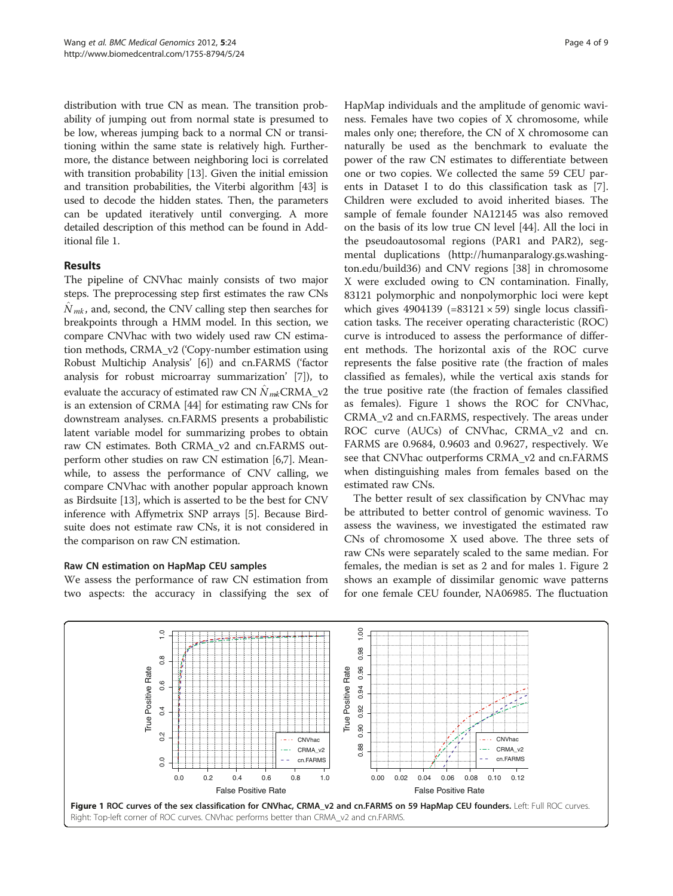distribution with true CN as mean. The transition probability of jumping out from normal state is presumed to be low, whereas jumping back to a normal CN or transitioning within the same state is relatively high. Furthermore, the distance between neighboring loci is correlated with transition probability [13]. Given the initial emission and transition probabilities, the Viterbi algorithm [43] is used to decode the hidden states. Then, the parameters can be updated iteratively until converging. A more detailed description of this method can be found in Additional file 1.

## Results

The pipeline of CNVhac mainly consists of two major steps. The preprocessing step first estimates the raw CNs $\hat{N}_{mk}$, and, second, the CNV calling step then searches for breakpoints through a HMM model. In this section, we compare CNVhac with two widely used raw CN estimation methods, CRMA_v2 ('Copy-number estimation using Robust Multichip Analysis' [6]) and cn.FARMS ('factor analysis for robust microarray summarization' [7]), to evaluate the accuracy of estimated raw CN $\hat{N}_{mk}$CRMA_v2 is an extension of CRMA [44] for estimating raw CNs for downstream analyses. cn.FARMS presents a probabilistic latent variable model for summarizing probes to obtain raw CN estimates. Both CRMA_v2 and cn.FARMS outperform other studies on raw CN estimation [6,7]. Meanwhile, to assess the performance of CNV calling, we compare CNVhac with another popular approach known as Birdsuite [13], which is asserted to be the best for CNV inference with Affymetrix SNP arrays [5]. Because Birdsuite does not estimate raw CNs, it is not considered in the comparison on raw CN estimation.

### Raw CN estimation on HapMap CEU samples

We assess the performance of raw CN estimation from two aspects: the accuracy in classifying the sex of HapMap individuals and the amplitude of genomic waviness. Females have two copies of X chromosome, while males only one; therefore, the CN of X chromosome can naturally be used as the benchmark to evaluate the power of the raw CN estimates to differentiate between one or two copies. We collected the same 59 CEU parents in Dataset I to do this classification task as [7]. Children were excluded to avoid inherited biases. The sample of female founder NA12145 was also removed on the basis of its low true CN level [44]. All the loci in the pseudoautosomal regions (PAR1 and PAR2), segmental duplications (http://humanparalogy.gs.washington.edu/build36) and CNV regions [38] in chromosome X were excluded owing to CN contamination. Finally, 83121 polymorphic and nonpolymorphic loci were kept which gives 4904139 ($=83121 \times 59$) single locus classification tasks. The receiver operating characteristic (ROC) curve is introduced to assess the performance of different methods. The horizontal axis of the ROC curve represents the false positive rate (the fraction of males classified as females), while the vertical axis stands for the true positive rate (the fraction of females classified as females). Figure 1 shows the ROC for CNVhac, CRMA_v2 and cn.FARMS, respectively. The areas under ROC curve (AUCs) of CNVhac, CRMA_v2 and cn.FARMS are 0.9684, 0.9603 and 0.9627, respectively. We see that CNVhac outperforms CRMA_v2 and cn.FARMS when distinguishing males from females based on the estimated raw CNs.

The better result of sex classification by CNVhac may be attributed to better control of genomic waviness. To assess the waviness, we investigated the estimated raw CNs of chromosome X used above. The three sets of raw CNs were separately scaled to the same median. For females, the median is set as 2 and for males 1. Figure 2 shows an example of dissimilar genomic wave patterns for one female CEU founder, NA06985. The fluctuation

**Figure 1 ROC curves of the sex classification for CNVhac, CRMA_v2 and cn.FARMS on 59 HapMap CEU founders.** Left: Full ROC curves. Right: Top-left corner of ROC curves. CNVhac performs better than CRMA_v2 and cn.FARMS.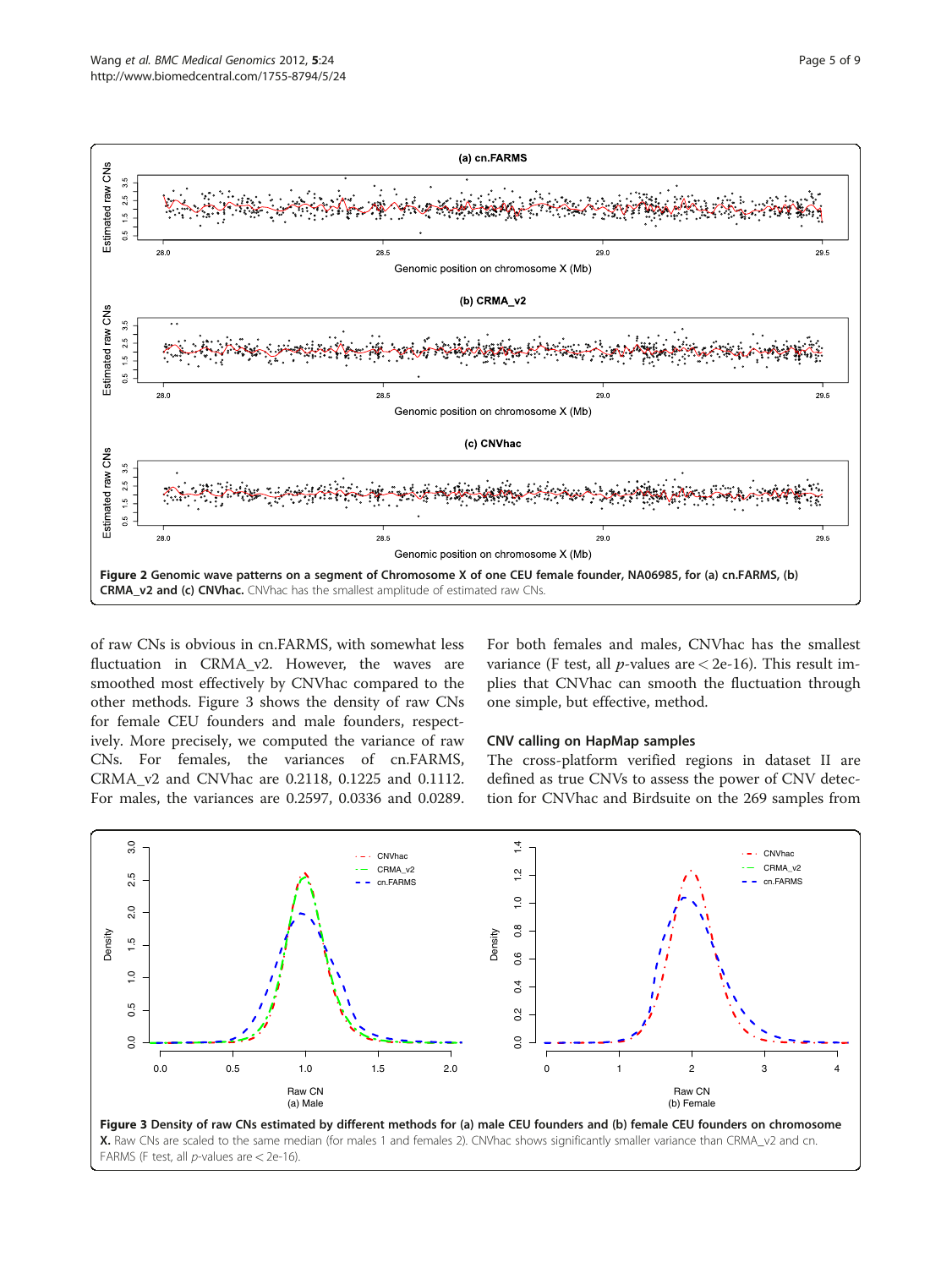Figure 2 Genomic wave patterns on a segment of Chromosome X of one CEU female founder, NA06985, for (a) cn.FARMS, (b) CRMA_v2 and (c) CNVhac. CNVhac has the smallest amplitude of estimated raw CNs.

of raw CNs is obvious in cn.FARMS, with somewhat less fluctuation in CRMA_v2. However, the waves are smoothed most effectively by CNVhac compared to the other methods. Figure 3 shows the density of raw CNs for female CEU founders and male founders, respectively. More precisely, we computed the variance of raw CNs. For females, the variances of cn.FARMS, CRMA_v2 and CNVhac are 0.2118, 0.1225 and 0.1112. For males, the variances are 0.2597, 0.0336 and 0.0289. For both females and males, CNVhac has the smallest variance (F test, all $p$-values are < 2e-16). This result implies that CNVhac can smooth the fluctuation through one simple, but effective, method.

### CNV calling on HapMap samples

The cross-platform verified regions in dataset II are defined as true CNVs to assess the power of CNV detection for CNVhac and Birdsuite on the 269 samples from

Figure 3 Density of raw CNs estimated by different methods for (a) male CEU founders and (b) female CEU founders on chromosome X. Raw CNs are scaled to the same median (for males 1 and females 2). CNVhac shows significantly smaller variance than CRMA_v2 and cn.FARMS (F test, all $p$-values are < 2e-16).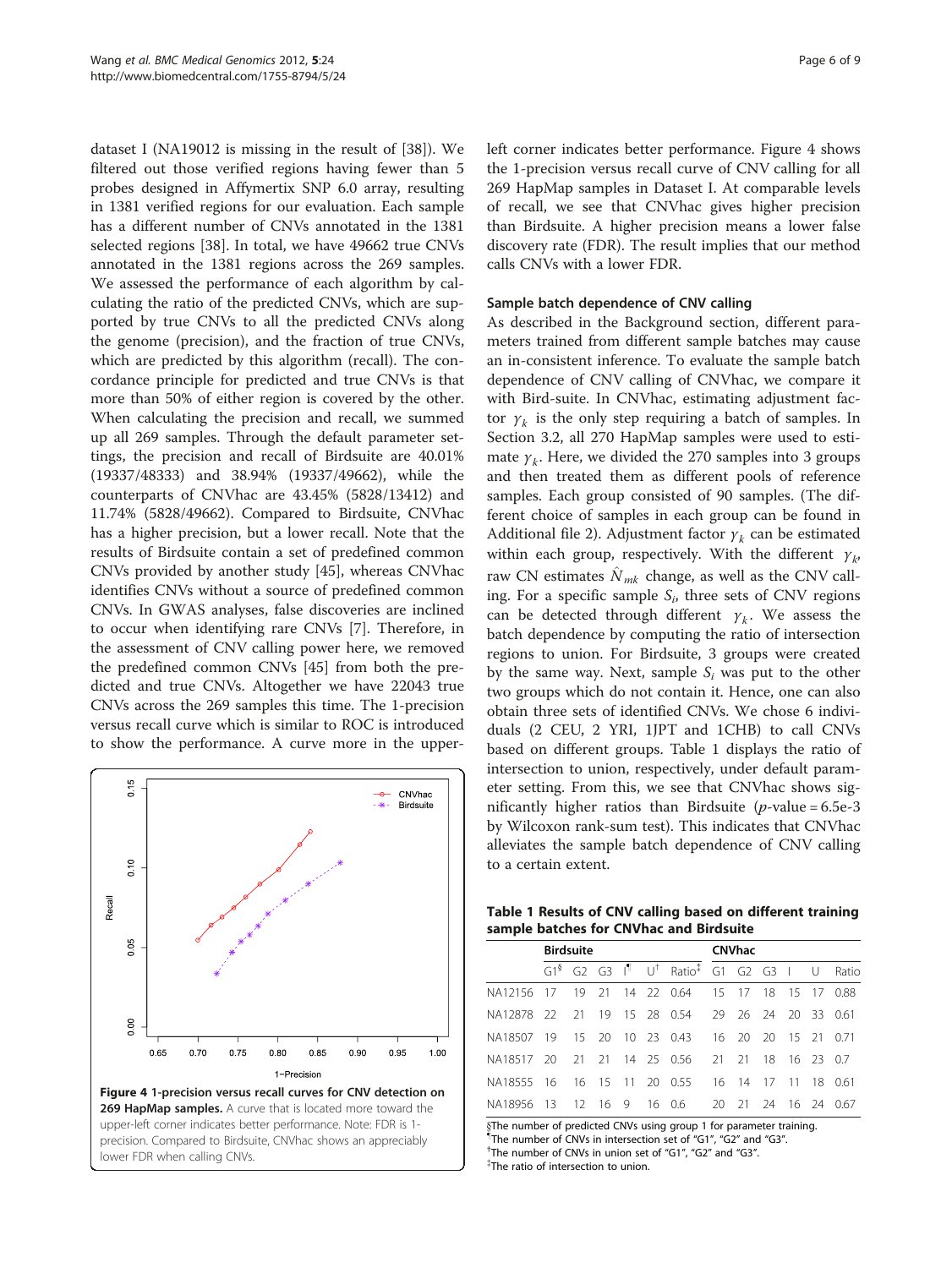dataset I (NA19012 is missing in the result of [38]). We filtered out those verified regions having fewer than 5 probes designed in Affymertix SNP 6.0 array, resulting in 1381 verified regions for our evaluation. Each sample has a different number of CNVs annotated in the 1381 selected regions [38]. In total, we have 49662 true CNVs annotated in the 1381 regions across the 269 samples. We assessed the performance of each algorithm by calculating the ratio of the predicted CNVs, which are supported by true CNVs to all the predicted CNVs along the genome (precision), and the fraction of true CNVs, which are predicted by this algorithm (recall). The concordance principle for predicted and true CNVs is that more than 50% of either region is covered by the other. When calculating the precision and recall, we summed up all 269 samples. Through the default parameter settings, the precision and recall of Birdsuite are 40.01% (19337/48333) and 38.94% (19337/49662), while the counterparts of CNVhac are 43.45% (5828/13412) and 11.74% (5828/49662). Compared to Birdsuite, CNVhac has a higher precision, but a lower recall. Note that the results of Birdsuite contain a set of predefined common CNVs provided by another study [45], whereas CNVhac identifies CNVs without a source of predefined common CNVs. In GWAS analyses, false discoveries are inclined to occur when identifying rare CNVs [7]. Therefore, in the assessment of CNV calling power here, we removed the predefined common CNVs [45] from both the predicted and true CNVs. Altogether we have 22043 true CNVs across the 269 samples this time. The 1-precision versus recall curve which is similar to ROC is introduced to show the performance. A curve more in the upper-left corner indicates better performance. Figure 4 shows the 1-precision versus recall curve of CNV calling for all 269 HapMap samples in Dataset I. At comparable levels of recall, we see that CNVhac gives higher precision than Birdsuite. A higher precision means a lower false discovery rate (FDR). The result implies that our method calls CNVs with a lower FDR.

**Figure 4 1-precision versus recall curves for CNV detection on 269 HapMap samples.** A curve that is located more toward the upper-left corner indicates better performance. Note: FDR is 1-precision. Compared to Birdsuite, CNVhac shows an appreciably lower FDR when calling CNVs.

### Sample batch dependence of CNV calling

As described in the Background section, different parameters trained from different sample batches may cause an in-consistent inference. To evaluate the sample batch dependence of CNV calling of CNVhac, we compare it with Bird-suite. In CNVhac, estimating adjustment factor $\gamma_k$ is the only step requiring a batch of samples. In Section 3.2, all 270 HapMap samples were used to estimate $\gamma_k$. Here, we divided the 270 samples into 3 groups and then treated them as different pools of reference samples. Each group consisted of 90 samples. (The different choice of samples in each group can be found in Additional file 2). Adjustment factor $\gamma_k$ can be estimated within each group, respectively. With the different $\gamma_k$, raw CN estimates $\hat{N}_{mk}$ change, as well as the CNV calling. For a specific sample $S_i$, three sets of CNV regions can be detected through different $\gamma_k$. We assess the batch dependence by computing the ratio of intersection regions to union. For Birdsuite, 3 groups were created by the same way. Next, sample $S_i$ was put to the other two groups which do not contain it. Hence, one can also obtain three sets of identified CNVs. We chose 6 individuals (2 CEU, 2 YRI, 1JPT and 1CHB) to call CNVs based on different groups. Table 1 displays the ratio of intersection to union, respectively, under default parameter setting. From this, we see that CNVhac shows significantly higher ratios than Birdsuite ($p$-value = 6.5e-3 by Wilcoxon rank-sum test). This indicates that CNVhac alleviates the sample batch dependence of CNV calling to a certain extent.

**Table 1 Results of CNV calling based on different training sample batches for CNVhac and Birdsuite**

| | Birdsuite | | | | | | CNVhac | | | | | |
|---|---|---|---|---|---|---|---|---|---|---|---|---|
| | G1[§] | G2 | G3 | I[¶] | U[†] | Ratio[‡] | G1 | G2 | G3 | I | U | Ratio |
| NA12156 | 17 | 19 | 21 | 14 | 22 | 0.64 | 15 | 17 | 18 | 15 | 17 | 0.88 |
| NA12878 | 22 | 21 | 19 | 15 | 28 | 0.54 | 29 | 26 | 24 | 20 | 33 | 0.61 |
| NA18507 | 19 | 15 | 20 | 10 | 23 | 0.43 | 16 | 20 | 20 | 15 | 21 | 0.71 |
| NA18517 | 20 | 21 | 21 | 14 | 25 | 0.56 | 21 | 21 | 18 | 16 | 23 | 0.7 |
| NA18555 | 16 | 16 | 15 | 11 | 20 | 0.55 | 16 | 14 | 17 | 11 | 18 | 0.61 |
| NA18956 | 13 | 12 | 16 | 9 | 16 | 0.6 | 20 | 21 | 24 | 16 | 24 | 0.67 |

[§]The number of predicted CNVs using group 1 for parameter training.
[¶]The number of CNVs in intersection set of "G1", "G2" and "G3".
[†]The number of CNVs in union set of "G1", "G2" and "G3".
[‡]The ratio of intersection to union.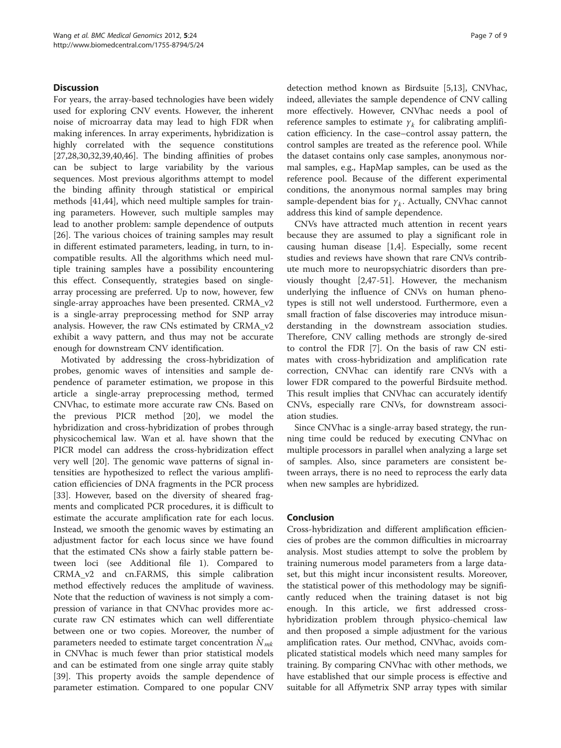## Discussion

For years, the array-based technologies have been widely used for exploring CNV events. However, the inherent noise of microarray data may lead to high FDR when making inferences. In array experiments, hybridization is highly correlated with the sequence constitutions [27,28,30,32,39,40,46]. The binding affinities of probes can be subject to large variability by the various sequences. Most previous algorithms attempt to model the binding affinity through statistical or empirical methods [41,44], which need multiple samples for training parameters. However, such multiple samples may lead to another problem: sample dependence of outputs [26]. The various choices of training samples may result in different estimated parameters, leading, in turn, to incompatible results. All the algorithms which need multiple training samples have a possibility encountering this effect. Consequently, strategies based on single-array processing are preferred. Up to now, however, few single-array approaches have been presented. CRMA_v2 is a single-array preprocessing method for SNP array analysis. However, the raw CNs estimated by CRMA_v2 exhibit a wavy pattern, and thus may not be accurate enough for downstream CNV identification.

Motivated by addressing the cross-hybridization of probes, genomic waves of intensities and sample dependence of parameter estimation, we propose in this article a single-array preprocessing method, termed CNVhac, to estimate more accurate raw CNs. Based on the previous PICR method [20], we model the hybridization and cross-hybridization of probes through physicochemical law. Wan et al. have shown that the PICR model can address the cross-hybridization effect very well [20]. The genomic wave patterns of signal intensities are hypothesized to reflect the various amplification efficiencies of DNA fragments in the PCR process [33]. However, based on the diversity of sheared fragments and complicated PCR procedures, it is difficult to estimate the accurate amplification rate for each locus. Instead, we smooth the genomic waves by estimating an adjustment factor for each locus since we have found that the estimated CNs show a fairly stable pattern between loci (see Additional file 1). Compared to CRMA_v2 and cn.FARMS, this simple calibration method effectively reduces the amplitude of waviness. Note that the reduction of waviness is not simply a compression of variance in that CNVhac provides more accurate raw CN estimates which can well differentiate between one or two copies. Moreover, the number of parameters needed to estimate target concentration $\hat{N}_{mk}$ in CNVhac is much fewer than prior statistical models and can be estimated from one single array quite stably [39]. This property avoids the sample dependence of parameter estimation. Compared to one popular CNV detection method known as Birdsuite [5,13], CNVhac, indeed, alleviates the sample dependence of CNV calling more effectively. However, CNVhac needs a pool of reference samples to estimate $\gamma_k$ for calibrating amplification efficiency. In the case–control assay pattern, the control samples are treated as the reference pool. While the dataset contains only case samples, anonymous normal samples, e.g., HapMap samples, can be used as the reference pool. Because of the different experimental conditions, the anonymous normal samples may bring sample-dependent bias for $\gamma_k$. Actually, CNVhac cannot address this kind of sample dependence.

CNVs have attracted much attention in recent years because they are assumed to play a significant role in causing human disease [1,4]. Especially, some recent studies and reviews have shown that rare CNVs contribute much more to neuropsychiatric disorders than previously thought [2,47-51]. However, the mechanism underlying the influence of CNVs on human phenotypes is still not well understood. Furthermore, even a small fraction of false discoveries may introduce misunderstanding in the downstream association studies. Therefore, CNV calling methods are strongly de-sired to control the FDR [7]. On the basis of raw CN estimates with cross-hybridization and amplification rate correction, CNVhac can identify rare CNVs with a lower FDR compared to the powerful Birdsuite method. This result implies that CNVhac can accurately identify CNVs, especially rare CNVs, for downstream association studies.

Since CNVhac is a single-array based strategy, the running time could be reduced by executing CNVhac on multiple processors in parallel when analyzing a large set of samples. Also, since parameters are consistent between arrays, there is no need to reprocess the early data when new samples are hybridized.

## Conclusion

Cross-hybridization and different amplification efficiencies of probes are the common difficulties in microarray analysis. Most studies attempt to solve the problem by training numerous model parameters from a large dataset, but this might incur inconsistent results. Moreover, the statistical power of this methodology may be significantly reduced when the training dataset is not big enough. In this article, we first addressed cross-hybridization problem through physico-chemical law and then proposed a simple adjustment for the various amplification rates. Our method, CNVhac, avoids complicated statistical models which need many samples for training. By comparing CNVhac with other methods, we have established that our simple process is effective and suitable for all Affymetrix SNP array types with similar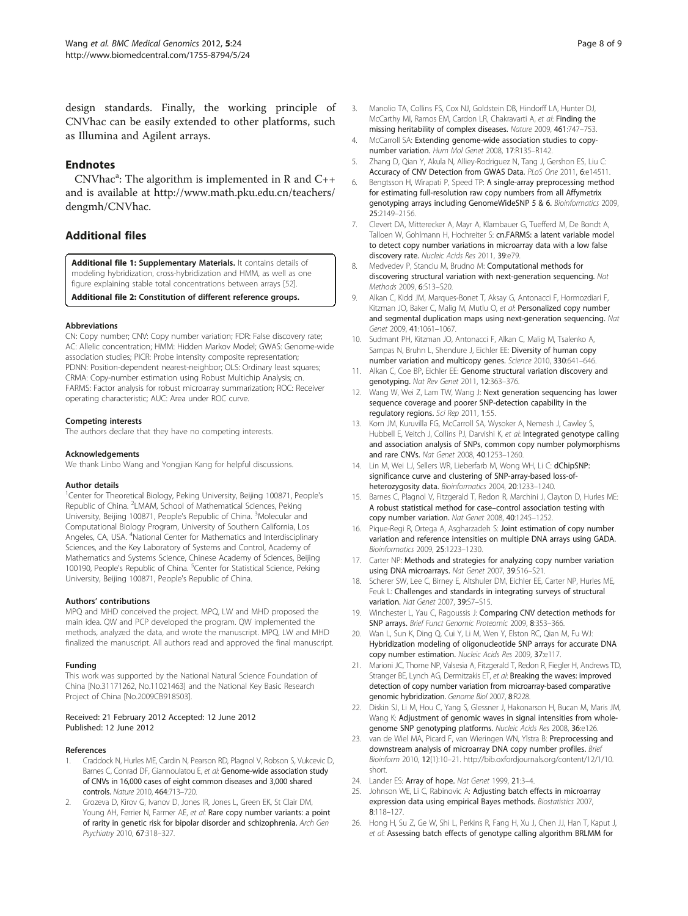design standards. Finally, the working principle of CNVhac can be easily extended to other platforms, such as Illumina and Agilent arrays.

## Endnotes

CNVhac[a]: The algorithm is implemented in R and C++ and is available at http://www.math.pku.edu.cn/teachers/dengmh/CNVhac.

## Additional files

**Additional file 1: Supplementary Materials.** It contains details of modeling hybridization, cross-hybridization and HMM, as well as one figure explaining stable total concentrations between arrays [52].

**Additional file 2: Constitution of different reference groups.**

#### Abbreviations

CN: Copy number; CNV: Copy number variation; FDR: False discovery rate; AC: Allelic concentration; HMM: Hidden Markov Model; GWAS: Genome-wide association studies; PICR: Probe intensity composite representation; PDNN: Position-dependent nearest-neighbor; OLS: Ordinary least squares; CRMA: Copy-number estimation using Robust Multichip Analysis; cn. FARMS: Factor analysis for robust microarray summarization; ROC: Receiver operating characteristic; AUC: Area under ROC curve.

#### Competing interests

The authors declare that they have no competing interests.

#### Acknowledgements

We thank Linbo Wang and Yongjian Kang for helpful discussions.

#### Author details

[1]Center for Theoretical Biology, Peking University, Beijing 100871, People's Republic of China. [2]LMAM, School of Mathematical Sciences, Peking University, Beijing 100871, People's Republic of China. [3]Molecular and Computational Biology Program, University of Southern California, Los Angeles, CA, USA. [4]National Center for Mathematics and Interdisciplinary Sciences, and the Key Laboratory of Systems and Control, Academy of Mathematics and Systems Science, Chinese Academy of Sciences, Beijing 100190, People's Republic of China. [5]Center for Statistical Science, Peking University, Beijing 100871, People's Republic of China.

#### Authors' contributions

MPQ and MHD conceived the project. MPQ, LW and MHD proposed the main idea. QW and PCP developed the program. QW implemented the methods, analyzed the data, and wrote the manuscript. MPQ, LW and MHD finalized the manuscript. All authors read and approved the final manuscript.

#### Funding

This work was supported by the National Natural Science Foundation of China [No.31171262, No.11021463] and the National Key Basic Research Project of China [No.2009CB918503].

Received: 21 February 2012 Accepted: 12 June 2012
Published: 12 June 2012

#### References

1. Craddock N, Hurles ME, Cardin N, Pearson RD, Plagnol V, Robson S, Vukcevic D, Barnes C, Conrad DF, Giannoulatou E, *et al*: **Genome-wide association study of CNVs in 16,000 cases of eight common diseases and 3,000 shared controls.** *Nature* 2010, **464**:713–720.
2. Grozeva D, Kirov G, Ivanov D, Jones IR, Jones L, Green EK, St Clair DM, Young AH, Ferrier N, Farmer AE, *et al*: **Rare copy number variants: a point of rarity in genetic risk for bipolar disorder and schizophrenia.** *Arch Gen Psychiatry* 2010, **67**:318–327.
3. Manolio TA, Collins FS, Cox NJ, Goldstein DB, Hindorff LA, Hunter DJ, McCarthy MI, Ramos EM, Cardon LR, Chakravarti A, *et al*: **Finding the missing heritability of complex diseases.** *Nature* 2009, **461**:747–753.
4. McCarroll SA: **Extending genome-wide association studies to copy-number variation.** *Hum Mol Genet* 2008, **17**:R135–R142.
5. Zhang D, Qian Y, Akula N, Alliey-Rodriguez N, Tang J, Gershon ES, Liu C: **Accuracy of CNV Detection from GWAS Data.** *PLoS One* 2011, **6**:e14511.
6. Bengtsson H, Wirapati P, Speed TP: **A single-array preprocessing method for estimating full-resolution raw copy numbers from all Affymetrix genotyping arrays including GenomeWideSNP 5 & 6.** *Bioinformatics* 2009, **25**:2149–2156.
7. Clevert DA, Mitterecker A, Mayr A, Klambauer G, Tuefferd M, De Bondt A, Talloen W, Gohlmann H, Hochreiter S: **cn.FARMS: a latent variable model to detect copy number variations in microarray data with a low false discovery rate.** *Nucleic Acids Res* 2011, **39**:e79.
8. Medvedev P, Stanciu M, Brudno M: **Computational methods for discovering structural variation with next-generation sequencing.** *Nat Methods* 2009, **6**:S13–S20.
9. Alkan C, Kidd JM, Marques-Bonet T, Aksay G, Antonacci F, Hormozdiari F, Kitzman JO, Baker C, Malig M, Mutlu O, *et al*: **Personalized copy number and segmental duplication maps using next-generation sequencing.** *Nat Genet* 2009, **41**:1061–1067.
10. Sudmant PH, Kitzman JO, Antonacci F, Alkan C, Malig M, Tsalenko A, Sampas N, Bruhn L, Shendure J, Eichler EE: **Diversity of human copy number variation and multicopy genes.** *Science* 2010, **330**:641–646.
11. Alkan C, Coe BP, Eichler EE: **Genome structural variation discovery and genotyping.** *Nat Rev Genet* 2011, **12**:363–376.
12. Wang W, Wei Z, Lam TW, Wang J: **Next generation sequencing has lower sequence coverage and poorer SNP-detection capability in the regulatory regions.** *Sci Rep* 2011, **1**:55.
13. Korn JM, Kuruvilla FG, McCarroll SA, Wysoker A, Nemesh J, Cawley S, Hubbell E, Veitch J, Collins PJ, Darvishi K, *et al*: **Integrated genotype calling and association analysis of SNPs, common copy number polymorphisms and rare CNVs.** *Nat Genet* 2008, **40**:1253–1260.
14. Lin M, Wei LJ, Sellers WR, Lieberfarb M, Wong WH, Li C: **dChipSNP: significance curve and clustering of SNP-array-based loss-of-heterozygosity data.** *Bioinformatics* 2004, **20**:1233–1240.
15. Barnes C, Plagnol V, Fitzgerald T, Redon R, Marchini J, Clayton D, Hurles ME: **A robust statistical method for case–control association testing with copy number variation.** *Nat Genet* 2008, **40**:1245–1252.
16. Pique-Regi R, Ortega A, Asgharzadeh S: **Joint estimation of copy number variation and reference intensities on multiple DNA arrays using GADA.** *Bioinformatics* 2009, **25**:1223–1230.
17. Carter NP: **Methods and strategies for analyzing copy number variation using DNA microarrays.** *Nat Genet* 2007, **39**:S16–S21.
18. Scherer SW, Lee C, Birney E, Altshuler DM, Eichler EE, Carter NP, Hurles ME, Feuk L: **Challenges and standards in integrating surveys of structural variation.** *Nat Genet* 2007, **39**:S7–S15.
19. Winchester L, Yau C, Ragoussis J: **Comparing CNV detection methods for SNP arrays.** *Brief Funct Genomic Proteomic* 2009, **8**:353–366.
20. Wan L, Sun K, Ding Q, Cui Y, Li M, Wen Y, Elston RC, Qian M, Fu WJ: **Hybridization modeling of oligonucleotide SNP arrays for accurate DNA copy number estimation.** *Nucleic Acids Res* 2009, **37**:e117.
21. Marioni JC, Thorne NP, Valsesia A, Fitzgerald T, Redon R, Fiegler H, Andrews TD, Stranger BE, Lynch AG, Dermitzakis ET, *et al*: **Breaking the waves: improved detection of copy number variation from microarray-based comparative genomic hybridization.** *Genome Biol* 2007, **8**:R228.
22. Diskin SJ, Li M, Hou C, Yang S, Glessner J, Hakonarson H, Bucan M, Maris JM, Wang K: **Adjustment of genomic waves in signal intensities from whole-genome SNP genotyping platforms.** *Nucleic Acids Res* 2008, **36**:e126.
23. van de Wiel MA, Picard F, van Wieringen WN, Ylstra B: **Preprocessing and downstream analysis of microarray DNA copy number profiles.** *Brief Bioinform* 2010, **12**(1):10–21. http://bib.oxfordjournals.org/content/12/1/10.short.
24. Lander ES: **Array of hope.** *Nat Genet* 1999, **21**:3–4.
25. Johnson WE, Li C, Rabinovic A: **Adjusting batch effects in microarray expression data using empirical Bayes methods.** *Biostatistics* 2007, **8**:118–127.
26. Hong H, Su Z, Ge W, Shi L, Perkins R, Fang H, Xu J, Chen JJ, Han T, Kaput J, *et al*: **Assessing batch effects of genotype calling algorithm BRLMM for**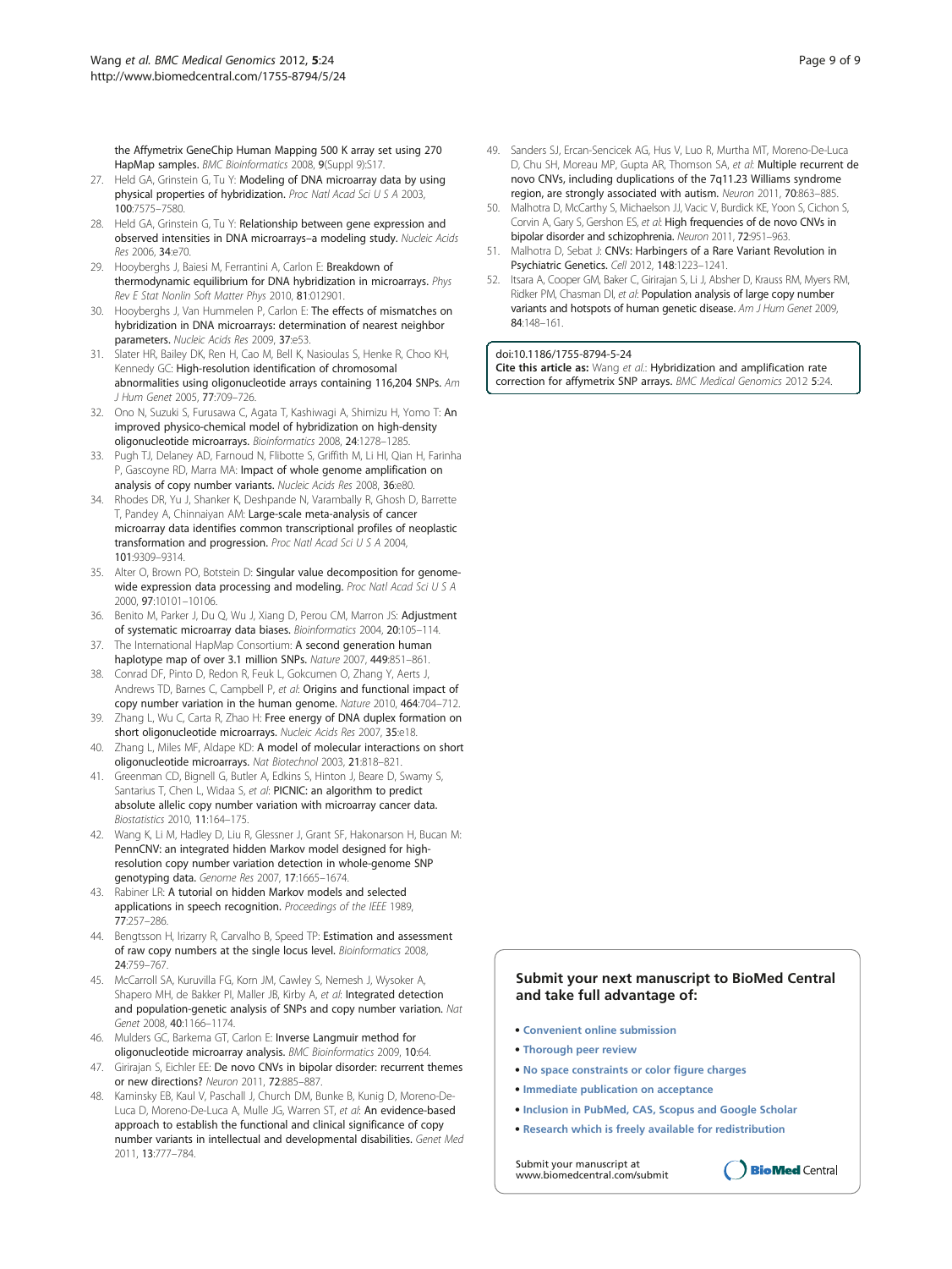the Affymetrix GeneChip Human Mapping 500 K array set using 270 HapMap samples. *BMC Bioinformatics* 2008, **9**(Suppl 9):S17.

27. Held GA, Grinstein G, Tu Y: **Modeling of DNA microarray data by using physical properties of hybridization.** *Proc Natl Acad Sci U S A* 2003, **100**:7575–7580.
28. Held GA, Grinstein G, Tu Y: **Relationship between gene expression and observed intensities in DNA microarrays–a modeling study.** *Nucleic Acids Res* 2006, **34**:e70.
29. Hooyberghs J, Baiesi M, Ferrantini A, Carlon E: **Breakdown of thermodynamic equilibrium for DNA hybridization in microarrays.** *Phys Rev E Stat Nonlin Soft Matter Phys* 2010, **81**:012901.
30. Hooyberghs J, Van Hummelen P, Carlon E: **The effects of mismatches on hybridization in DNA microarrays: determination of nearest neighbor parameters.** *Nucleic Acids Res* 2009, **37**:e53.
31. Slater HR, Bailey DK, Ren H, Cao M, Bell K, Nasioulas S, Henke R, Choo KH, Kennedy GC: **High-resolution identification of chromosomal abnormalities using oligonucleotide arrays containing 116,204 SNPs.** *Am J Hum Genet* 2005, **77**:709–726.
32. Ono N, Suzuki S, Furusawa C, Agata T, Kashiwagi A, Shimizu H, Yomo T: **An improved physico-chemical model of hybridization on high-density oligonucleotide microarrays.** *Bioinformatics* 2008, **24**:1278–1285.
33. Pugh TJ, Delaney AD, Farnoud N, Flibotte S, Griffith M, Li HI, Qian H, Farinha P, Gascoyne RD, Marra MA: **Impact of whole genome amplification on analysis of copy number variants.** *Nucleic Acids Res* 2008, **36**:e80.
34. Rhodes DR, Yu J, Shanker K, Deshpande N, Varambally R, Ghosh D, Barrette T, Pandey A, Chinnaiyan AM: **Large-scale meta-analysis of cancer microarray data identifies common transcriptional profiles of neoplastic transformation and progression.** *Proc Natl Acad Sci U S A* 2004, **101**:9309–9314.
35. Alter O, Brown PO, Botstein D: **Singular value decomposition for genome-wide expression data processing and modeling.** *Proc Natl Acad Sci U S A* 2000, **97**:10101–10106.
36. Benito M, Parker J, Du Q, Wu J, Xiang D, Perou CM, Marron JS: **Adjustment of systematic microarray data biases.** *Bioinformatics* 2004, **20**:105–114.
37. The International HapMap Consortium: **A second generation human haplotype map of over 3.1 million SNPs.** *Nature* 2007, **449**:851–861.
38. Conrad DF, Pinto D, Redon R, Feuk L, Gokcumen O, Zhang Y, Aerts J, Andrews TD, Barnes C, Campbell P, *et al*: **Origins and functional impact of copy number variation in the human genome.** *Nature* 2010, **464**:704–712.
39. Zhang L, Wu C, Carta R, Zhao H: **Free energy of DNA duplex formation on short oligonucleotide microarrays.** *Nucleic Acids Res* 2007, **35**:e18.
40. Zhang L, Miles MF, Aldape KD: **A model of molecular interactions on short oligonucleotide microarrays.** *Nat Biotechnol* 2003, **21**:818–821.
41. Greenman CD, Bignell G, Butler A, Edkins S, Hinton J, Beare D, Swamy S, Santarius T, Chen L, Widaa S, *et al*: **PICNIC: an algorithm to predict absolute allelic copy number variation with microarray cancer data.** *Biostatistics* 2010, **11**:164–175.
42. Wang K, Li M, Hadley D, Liu R, Glessner J, Grant SF, Hakonarson H, Bucan M: **PennCNV: an integrated hidden Markov model designed for high-resolution copy number variation detection in whole-genome SNP genotyping data.** *Genome Res* 2007, **17**:1665–1674.
43. Rabiner LR: **A tutorial on hidden Markov models and selected applications in speech recognition.** *Proceedings of the IEEE* 1989, **77**:257–286.
44. Bengtsson H, Irizarry R, Carvalho B, Speed TP: **Estimation and assessment of raw copy numbers at the single locus level.** *Bioinformatics* 2008, **24**:759–767.
45. McCarroll SA, Kuruvilla FG, Korn JM, Cawley S, Nemesh J, Wysoker A, Shapero MH, de Bakker PI, Maller JB, Kirby A, *et al*: **Integrated detection and population-genetic analysis of SNPs and copy number variation.** *Nat Genet* 2008, **40**:1166–1174.
46. Mulders GC, Barkema GT, Carlon E: **Inverse Langmuir method for oligonucleotide microarray analysis.** *BMC Bioinformatics* 2009, **10**:64.
47. Girirajan S, Eichler EE: **De novo CNVs in bipolar disorder: recurrent themes or new directions?** *Neuron* 2011, **72**:885–887.
48. Kaminsky EB, Kaul V, Paschall J, Church DM, Bunke B, Kunig D, Moreno-De-Luca D, Moreno-De-Luca A, Mulle JG, Warren ST, *et al*: **An evidence-based approach to establish the functional and clinical significance of copy number variants in intellectual and developmental disabilities.** *Genet Med* 2011, **13**:777–784.
49. Sanders SJ, Ercan-Sencicek AG, Hus V, Luo R, Murtha MT, Moreno-De-Luca D, Chu SH, Moreau MP, Gupta AR, Thomson SA, *et al*: **Multiple recurrent de novo CNVs, including duplications of the 7q11.23 Williams syndrome region, are strongly associated with autism.** *Neuron* 2011, **70**:863–885.
50. Malhotra D, McCarthy S, Michaelson JJ, Vacic V, Burdick KE, Yoon S, Cichon S, Corvin A, Gary S, Gershon ES, *et al*: **High frequencies of de novo CNVs in bipolar disorder and schizophrenia.** *Neuron* 2011, **72**:951–963.
51. Malhotra D, Sebat J: **CNVs: Harbingers of a Rare Variant Revolution in Psychiatric Genetics.** *Cell* 2012, **148**:1223–1241.
52. Itsara A, Cooper GM, Baker C, Girirajan S, Li J, Absher D, Krauss RM, Myers RM, Ridker PM, Chasman DI, *et al*: **Population analysis of large copy number variants and hotspots of human genetic disease.** *Am J Hum Genet* 2009, **84**:148–161.

doi:10.1186/1755-8794-5-24

**Cite this article as:** Wang *et al.*: Hybridization and amplification rate correction for affymetrix SNP arrays. *BMC Medical Genomics* 2012 **5**:24.

**Submit your next manuscript to BioMed Central and take full advantage of:**

- **Convenient online submission**
- **Thorough peer review**
- **No space constraints or color figure charges**
- **Immediate publication on acceptance**
- **Inclusion in PubMed, CAS, Scopus and Google Scholar**
- **Research which is freely available for redistribution**

Submit your manuscript at
www.biomedcentral.com/submit

BioMed Central